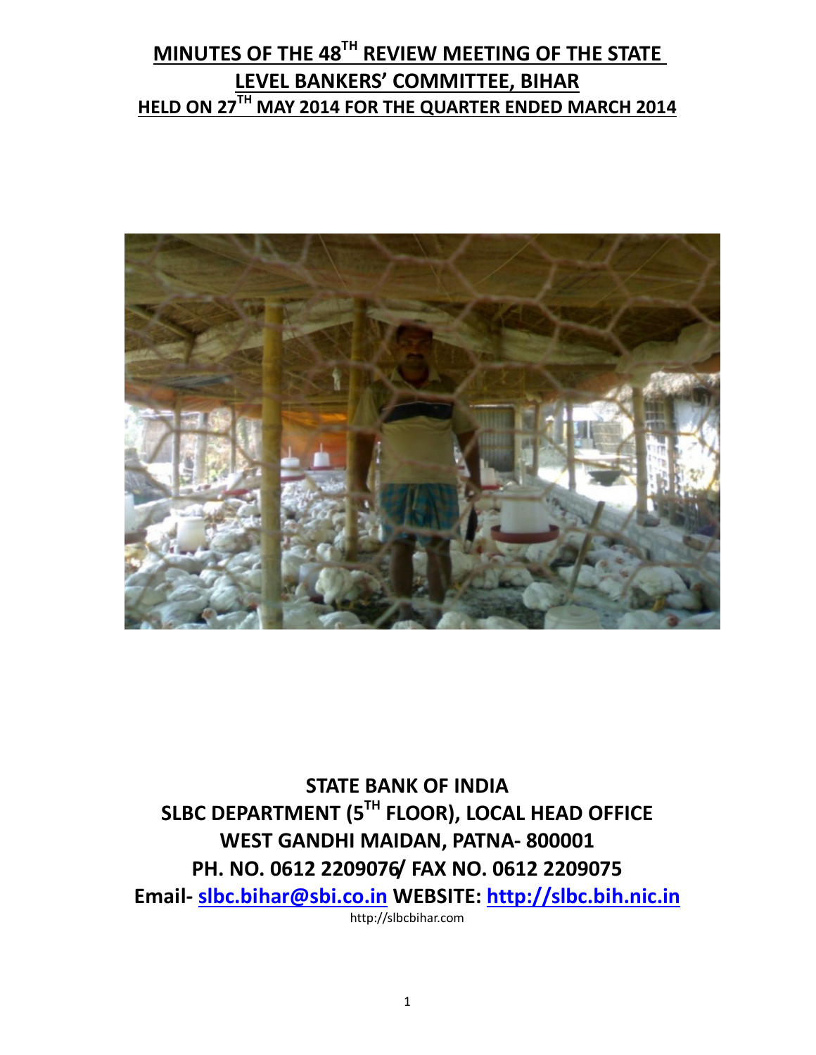# MINUTES OF THE 48TH REVIEW MEETING OF THE STATE LEVEL BANKERS' COMMITTEE, BIHAR

## HELD ON 27TH MAY 2014 FOR THE QUARTER ENDED MARCH 2014

**STATE BANK OF INDIA**

**SLBC DEPARTMENT (5TH FLOOR), LOCAL HEAD OFFICE**

**WEST GANDHI MAIDAN, PATNA- 800001**

**PH. NO. 0612 2209076/ FAX NO. 0612 2209075**

**Email- slbc.bihar@sbi.co.in WEBSITE: http://slbc.bih.nic.in**

http://slbcbihar.com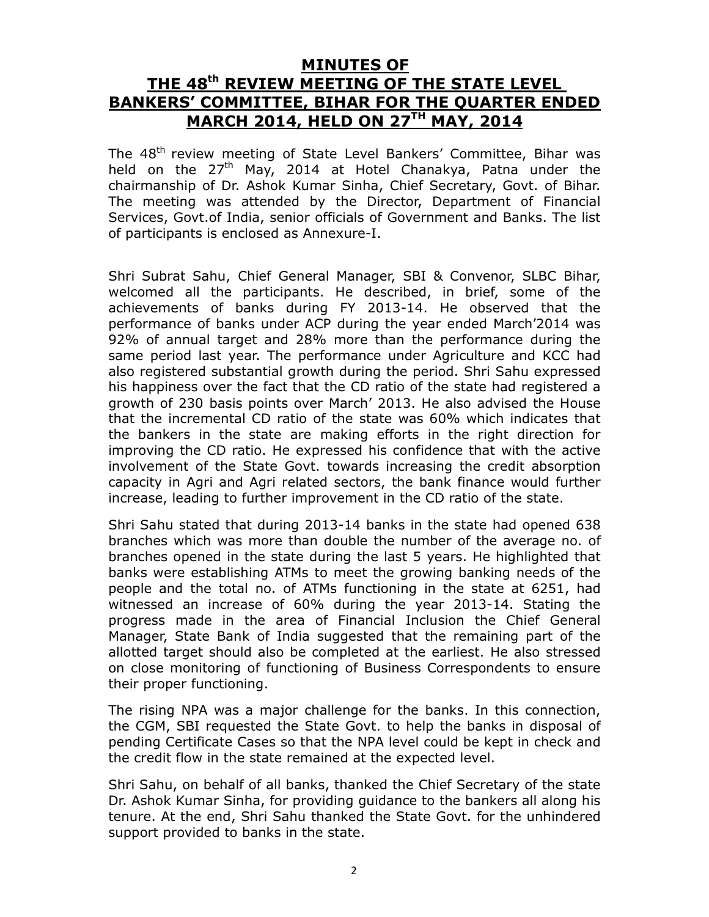# MINUTES OF THE 48th REVIEW MEETING OF THE STATE LEVEL BANKERS' COMMITTEE, BIHAR FOR THE QUARTER ENDED MARCH 2014, HELD ON 27TH MAY, 2014

The 48th review meeting of State Level Bankers' Committee, Bihar was held on the 27th May, 2014 at Hotel Chanakya, Patna under the chairmanship of Dr. Ashok Kumar Sinha, Chief Secretary, Govt. of Bihar. The meeting was attended by the Director, Department of Financial Services, Govt.of India, senior officials of Government and Banks. The list of participants is enclosed as Annexure-I.

Shri Subrat Sahu, Chief General Manager, SBI & Convenor, SLBC Bihar, welcomed all the participants. He described, in brief, some of the achievements of banks during FY 2013-14. He observed that the performance of banks under ACP during the year ended March'2014 was 92% of annual target and 28% more than the performance during the same period last year. The performance under Agriculture and KCC had also registered substantial growth during the period. Shri Sahu expressed his happiness over the fact that the CD ratio of the state had registered a growth of 230 basis points over March' 2013. He also advised the House that the incremental CD ratio of the state was 60% which indicates that the bankers in the state are making efforts in the right direction for improving the CD ratio. He expressed his confidence that with the active involvement of the State Govt. towards increasing the credit absorption capacity in Agri and Agri related sectors, the bank finance would further increase, leading to further improvement in the CD ratio of the state.

Shri Sahu stated that during 2013-14 banks in the state had opened 638 branches which was more than double the number of the average no. of branches opened in the state during the last 5 years. He highlighted that banks were establishing ATMs to meet the growing banking needs of the people and the total no. of ATMs functioning in the state at 6251, had witnessed an increase of 60% during the year 2013-14. Stating the progress made in the area of Financial Inclusion the Chief General Manager, State Bank of India suggested that the remaining part of the allotted target should also be completed at the earliest. He also stressed on close monitoring of functioning of Business Correspondents to ensure their proper functioning.

The rising NPA was a major challenge for the banks. In this connection, the CGM, SBI requested the State Govt. to help the banks in disposal of pending Certificate Cases so that the NPA level could be kept in check and the credit flow in the state remained at the expected level.

Shri Sahu, on behalf of all banks, thanked the Chief Secretary of the state Dr. Ashok Kumar Sinha, for providing guidance to the bankers all along his tenure. At the end, Shri Sahu thanked the State Govt. for the unhindered support provided to banks in the state.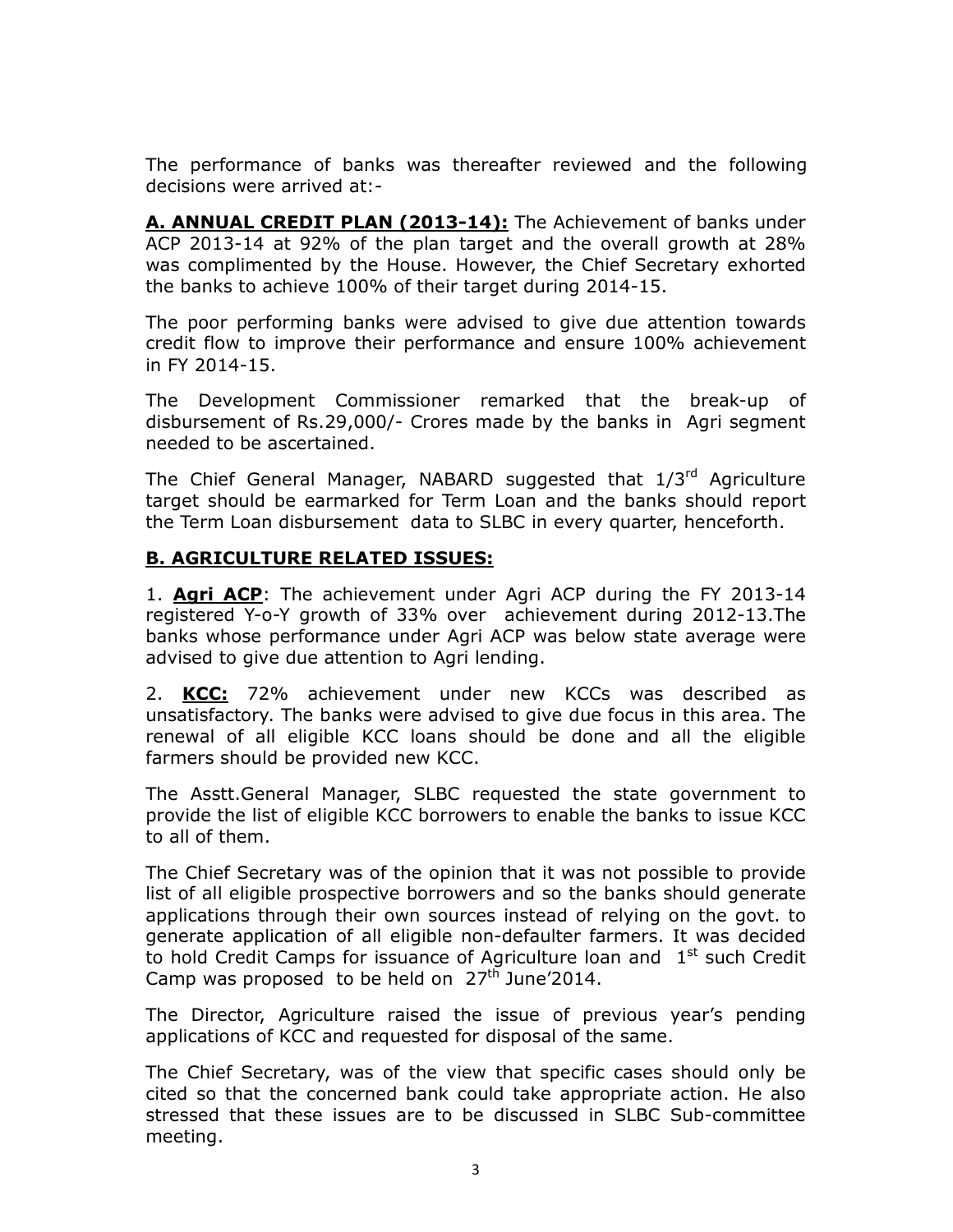The performance of banks was thereafter reviewed and the following decisions were arrived at:-

**A. ANNUAL CREDIT PLAN (2013-14):** The Achievement of banks under ACP 2013-14 at 92% of the plan target and the overall growth at 28% was complimented by the House. However, the Chief Secretary exhorted the banks to achieve 100% of their target during 2014-15.

The poor performing banks were advised to give due attention towards credit flow to improve their performance and ensure 100% achievement in FY 2014-15.

The Development Commissioner remarked that the break-up of disbursement of Rs.29,000/- Crores made by the banks in Agri segment needed to be ascertained.

The Chief General Manager, NABARD suggested that 1/3rd Agriculture target should be earmarked for Term Loan and the banks should report the Term Loan disbursement data to SLBC in every quarter, henceforth.

## B. AGRICULTURE RELATED ISSUES:

1. **Agri ACP**: The achievement under Agri ACP during the FY 2013-14 registered Y-o-Y growth of 33% over achievement during 2012-13.The banks whose performance under Agri ACP was below state average were advised to give due attention to Agri lending.

2. **KCC:** 72% achievement under new KCCs was described as unsatisfactory. The banks were advised to give due focus in this area. The renewal of all eligible KCC loans should be done and all the eligible farmers should be provided new KCC.

The Asstt.General Manager, SLBC requested the state government to provide the list of eligible KCC borrowers to enable the banks to issue KCC to all of them.

The Chief Secretary was of the opinion that it was not possible to provide list of all eligible prospective borrowers and so the banks should generate applications through their own sources instead of relying on the govt. to generate application of all eligible non-defaulter farmers. It was decided to hold Credit Camps for issuance of Agriculture loan and 1st such Credit Camp was proposed to be held on 27th June'2014.

The Director, Agriculture raised the issue of previous year's pending applications of KCC and requested for disposal of the same.

The Chief Secretary, was of the view that specific cases should only be cited so that the concerned bank could take appropriate action. He also stressed that these issues are to be discussed in SLBC Sub-committee meeting.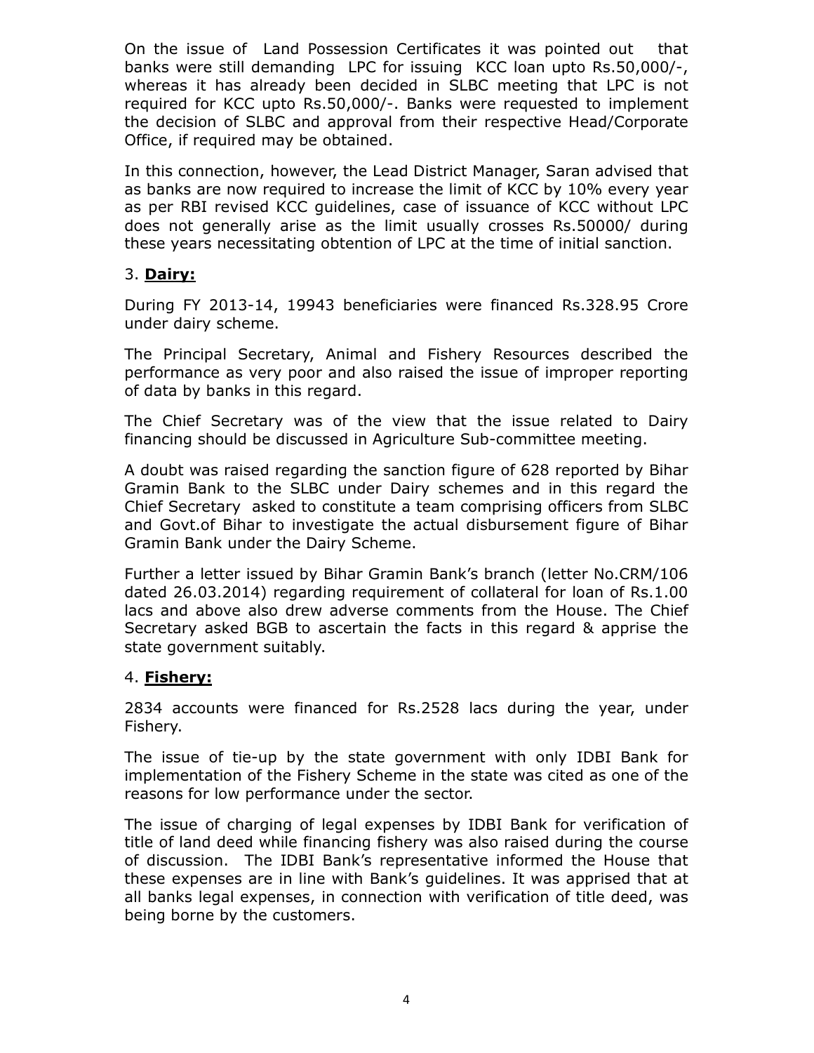On the issue of Land Possession Certificates it was pointed out that banks were still demanding LPC for issuing KCC loan upto Rs.50,000/-, whereas it has already been decided in SLBC meeting that LPC is not required for KCC upto Rs.50,000/-. Banks were requested to implement the decision of SLBC and approval from their respective Head/Corporate Office, if required may be obtained.

In this connection, however, the Lead District Manager, Saran advised that as banks are now required to increase the limit of KCC by 10% every year as per RBI revised KCC guidelines, case of issuance of KCC without LPC does not generally arise as the limit usually crosses Rs.50000/ during these years necessitating obtention of LPC at the time of initial sanction.

### 3. **Dairy:**

During FY 2013-14, 19943 beneficiaries were financed Rs.328.95 Crore under dairy scheme.

The Principal Secretary, Animal and Fishery Resources described the performance as very poor and also raised the issue of improper reporting of data by banks in this regard.

The Chief Secretary was of the view that the issue related to Dairy financing should be discussed in Agriculture Sub-committee meeting.

A doubt was raised regarding the sanction figure of 628 reported by Bihar Gramin Bank to the SLBC under Dairy schemes and in this regard the Chief Secretary asked to constitute a team comprising officers from SLBC and Govt.of Bihar to investigate the actual disbursement figure of Bihar Gramin Bank under the Dairy Scheme.

Further a letter issued by Bihar Gramin Bank's branch (letter No.CRM/106 dated 26.03.2014) regarding requirement of collateral for loan of Rs.1.00 lacs and above also drew adverse comments from the House. The Chief Secretary asked BGB to ascertain the facts in this regard & apprise the state government suitably.

### 4. **Fishery:**

2834 accounts were financed for Rs.2528 lacs during the year, under Fishery.

The issue of tie-up by the state government with only IDBI Bank for implementation of the Fishery Scheme in the state was cited as one of the reasons for low performance under the sector.

The issue of charging of legal expenses by IDBI Bank for verification of title of land deed while financing fishery was also raised during the course of discussion. The IDBI Bank's representative informed the House that these expenses are in line with Bank's guidelines. It was apprised that at all banks legal expenses, in connection with verification of title deed, was being borne by the customers.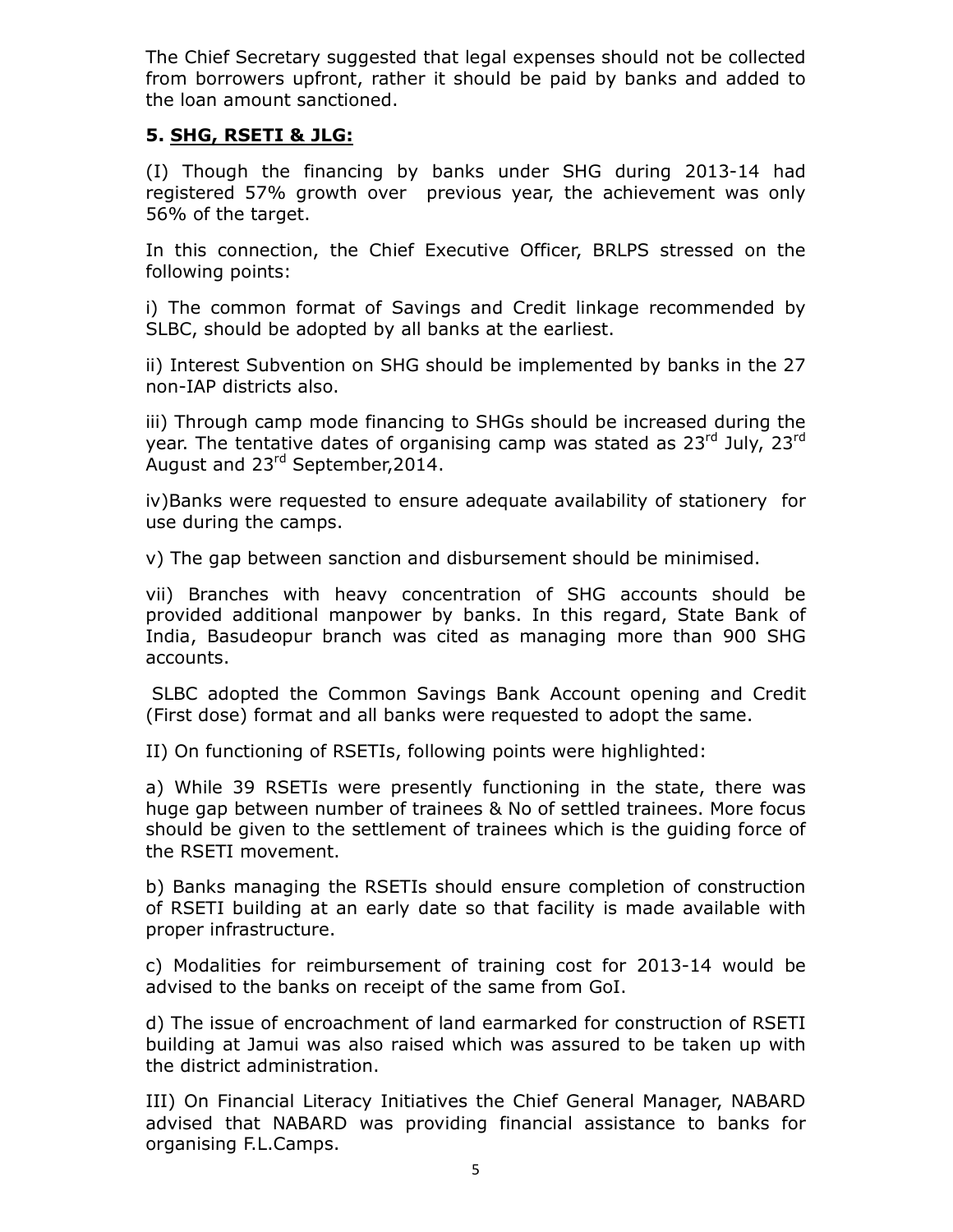The Chief Secretary suggested that legal expenses should not be collected from borrowers upfront, rather it should be paid by banks and added to the loan amount sanctioned.

### 5. SHG, RSETI & JLG:

(I) Though the financing by banks under SHG during 2013-14 had registered 57% growth over previous year, the achievement was only 56% of the target.

In this connection, the Chief Executive Officer, BRLPS stressed on the following points:

i) The common format of Savings and Credit linkage recommended by SLBC, should be adopted by all banks at the earliest.

ii) Interest Subvention on SHG should be implemented by banks in the 27 non-IAP districts also.

iii) Through camp mode financing to SHGs should be increased during the year. The tentative dates of organising camp was stated as 23rd July, 23rd August and 23rd September,2014.

iv)Banks were requested to ensure adequate availability of stationery for use during the camps.

v) The gap between sanction and disbursement should be minimised.

vii) Branches with heavy concentration of SHG accounts should be provided additional manpower by banks. In this regard, State Bank of India, Basudeopur branch was cited as managing more than 900 SHG accounts.

SLBC adopted the Common Savings Bank Account opening and Credit (First dose) format and all banks were requested to adopt the same.

II) On functioning of RSETIs, following points were highlighted:

a) While 39 RSETIs were presently functioning in the state, there was huge gap between number of trainees & No of settled trainees. More focus should be given to the settlement of trainees which is the guiding force of the RSETI movement.

b) Banks managing the RSETIs should ensure completion of construction of RSETI building at an early date so that facility is made available with proper infrastructure.

c) Modalities for reimbursement of training cost for 2013-14 would be advised to the banks on receipt of the same from GoI.

d) The issue of encroachment of land earmarked for construction of RSETI building at Jamui was also raised which was assured to be taken up with the district administration.

III) On Financial Literacy Initiatives the Chief General Manager, NABARD advised that NABARD was providing financial assistance to banks for organising F.L.Camps.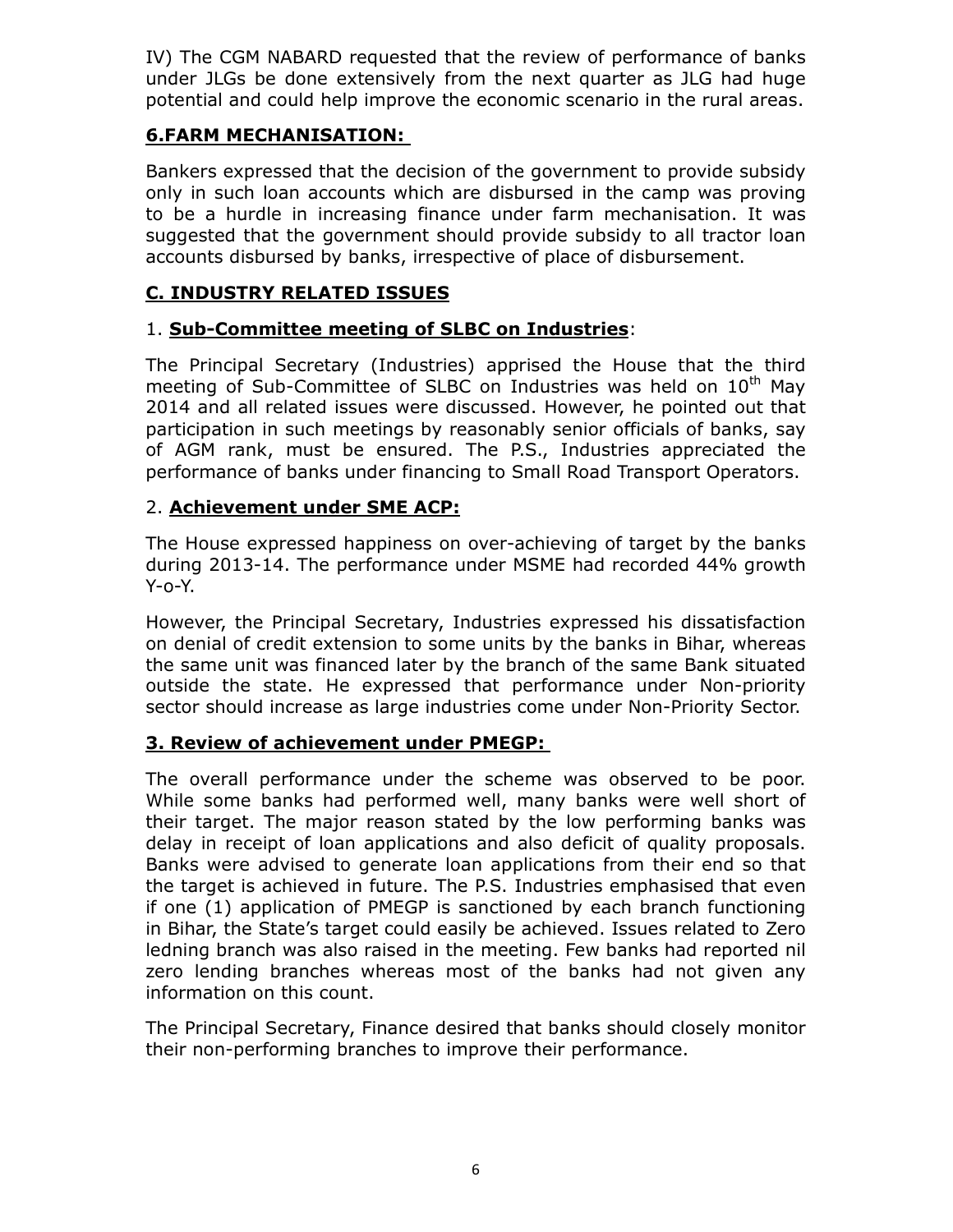IV) The CGM NABARD requested that the review of performance of banks under JLGs be done extensively from the next quarter as JLG had huge potential and could help improve the economic scenario in the rural areas.

## 6.FARM MECHANISATION:

Bankers expressed that the decision of the government to provide subsidy only in such loan accounts which are disbursed in the camp was proving to be a hurdle in increasing finance under farm mechanisation. It was suggested that the government should provide subsidy to all tractor loan accounts disbursed by banks, irrespective of place of disbursement.

## C. INDUSTRY RELATED ISSUES

### 1. Sub-Committee meeting of SLBC on Industries:

The Principal Secretary (Industries) apprised the House that the third meeting of Sub-Committee of SLBC on Industries was held on 10th May 2014 and all related issues were discussed. However, he pointed out that participation in such meetings by reasonably senior officials of banks, say of AGM rank, must be ensured. The P.S., Industries appreciated the performance of banks under financing to Small Road Transport Operators.

### 2. Achievement under SME ACP:

The House expressed happiness on over-achieving of target by the banks during 2013-14. The performance under MSME had recorded 44% growth Y-o-Y.

However, the Principal Secretary, Industries expressed his dissatisfaction on denial of credit extension to some units by the banks in Bihar, whereas the same unit was financed later by the branch of the same Bank situated outside the state. He expressed that performance under Non-priority sector should increase as large industries come under Non-Priority Sector.

### 3. Review of achievement under PMEGP:

The overall performance under the scheme was observed to be poor. While some banks had performed well, many banks were well short of their target. The major reason stated by the low performing banks was delay in receipt of loan applications and also deficit of quality proposals. Banks were advised to generate loan applications from their end so that the target is achieved in future. The P.S. Industries emphasised that even if one (1) application of PMEGP is sanctioned by each branch functioning in Bihar, the State's target could easily be achieved. Issues related to Zero ledning branch was also raised in the meeting. Few banks had reported nil zero lending branches whereas most of the banks had not given any information on this count.

The Principal Secretary, Finance desired that banks should closely monitor their non-performing branches to improve their performance.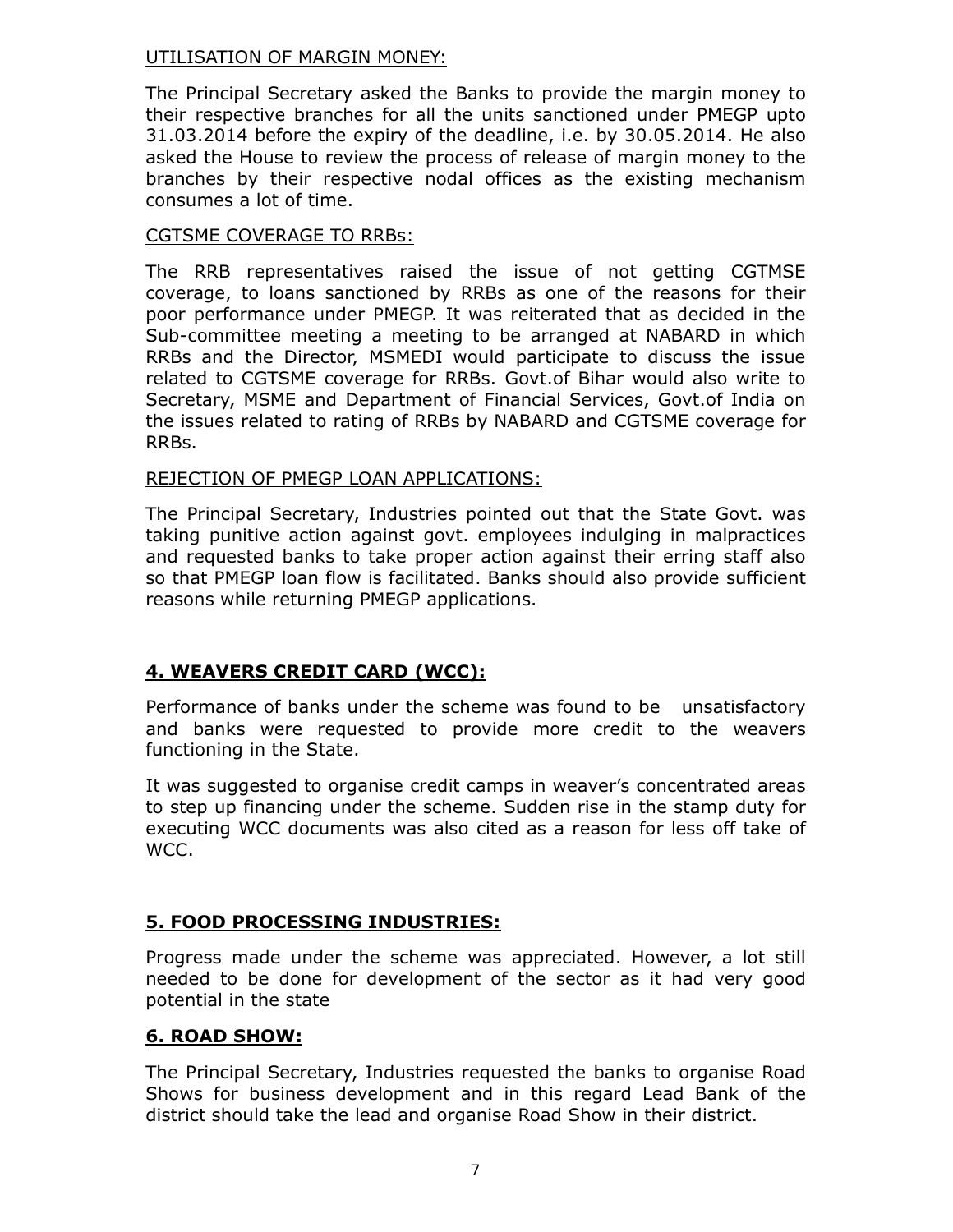UTILISATION OF MARGIN MONEY:

The Principal Secretary asked the Banks to provide the margin money to their respective branches for all the units sanctioned under PMEGP upto 31.03.2014 before the expiry of the deadline, i.e. by 30.05.2014. He also asked the House to review the process of release of margin money to the branches by their respective nodal offices as the existing mechanism consumes a lot of time.

CGTSME COVERAGE TO RRBs:

The RRB representatives raised the issue of not getting CGTMSE coverage, to loans sanctioned by RRBs as one of the reasons for their poor performance under PMEGP. It was reiterated that as decided in the Sub-committee meeting a meeting to be arranged at NABARD in which RRBs and the Director, MSMEDI would participate to discuss the issue related to CGTSME coverage for RRBs. Govt.of Bihar would also write to Secretary, MSME and Department of Financial Services, Govt.of India on the issues related to rating of RRBs by NABARD and CGTSME coverage for RRBs.

REJECTION OF PMEGP LOAN APPLICATIONS:

The Principal Secretary, Industries pointed out that the State Govt. was taking punitive action against govt. employees indulging in malpractices and requested banks to take proper action against their erring staff also so that PMEGP loan flow is facilitated. Banks should also provide sufficient reasons while returning PMEGP applications.

## 4. WEAVERS CREDIT CARD (WCC):

Performance of banks under the scheme was found to be unsatisfactory and banks were requested to provide more credit to the weavers functioning in the State.

It was suggested to organise credit camps in weaver's concentrated areas to step up financing under the scheme. Sudden rise in the stamp duty for executing WCC documents was also cited as a reason for less off take of WCC.

## 5. FOOD PROCESSING INDUSTRIES:

Progress made under the scheme was appreciated. However, a lot still needed to be done for development of the sector as it had very good potential in the state

## 6. ROAD SHOW:

The Principal Secretary, Industries requested the banks to organise Road Shows for business development and in this regard Lead Bank of the district should take the lead and organise Road Show in their district.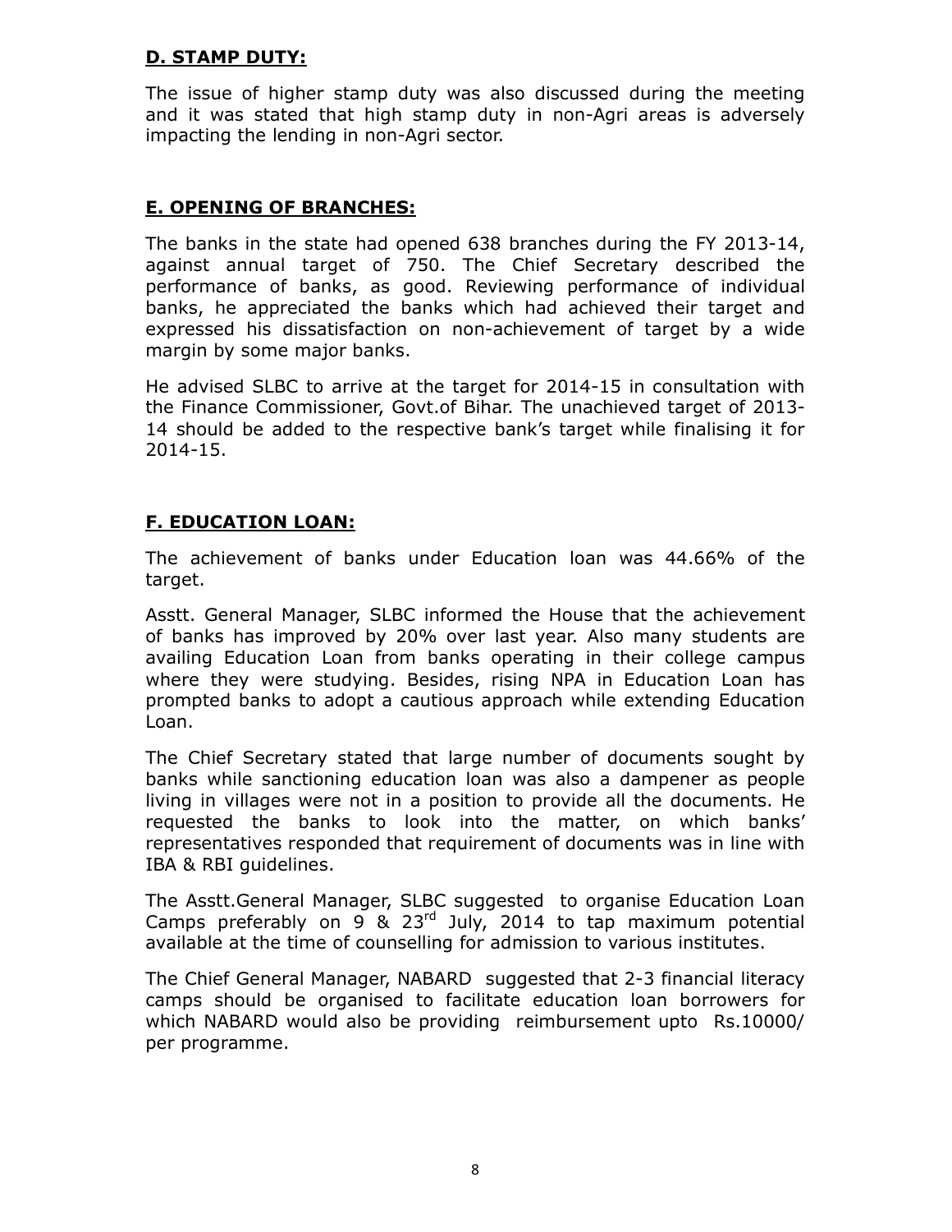## D. STAMP DUTY:

The issue of higher stamp duty was also discussed during the meeting and it was stated that high stamp duty in non-Agri areas is adversely impacting the lending in non-Agri sector.

## E. OPENING OF BRANCHES:

The banks in the state had opened 638 branches during the FY 2013-14, against annual target of 750. The Chief Secretary described the performance of banks, as good. Reviewing performance of individual banks, he appreciated the banks which had achieved their target and expressed his dissatisfaction on non-achievement of target by a wide margin by some major banks.

He advised SLBC to arrive at the target for 2014-15 in consultation with the Finance Commissioner, Govt.of Bihar. The unachieved target of 2013-14 should be added to the respective bank's target while finalising it for 2014-15.

## F. EDUCATION LOAN:

The achievement of banks under Education loan was 44.66% of the target.

Asstt. General Manager, SLBC informed the House that the achievement of banks has improved by 20% over last year. Also many students are availing Education Loan from banks operating in their college campus where they were studying. Besides, rising NPA in Education Loan has prompted banks to adopt a cautious approach while extending Education Loan.

The Chief Secretary stated that large number of documents sought by banks while sanctioning education loan was also a dampener as people living in villages were not in a position to provide all the documents. He requested the banks to look into the matter, on which banks' representatives responded that requirement of documents was in line with IBA & RBI guidelines.

The Asstt.General Manager, SLBC suggested to organise Education Loan Camps preferably on 9 & 23rd July, 2014 to tap maximum potential available at the time of counselling for admission to various institutes.

The Chief General Manager, NABARD suggested that 2-3 financial literacy camps should be organised to facilitate education loan borrowers for which NABARD would also be providing reimbursement upto Rs.10000/ per programme.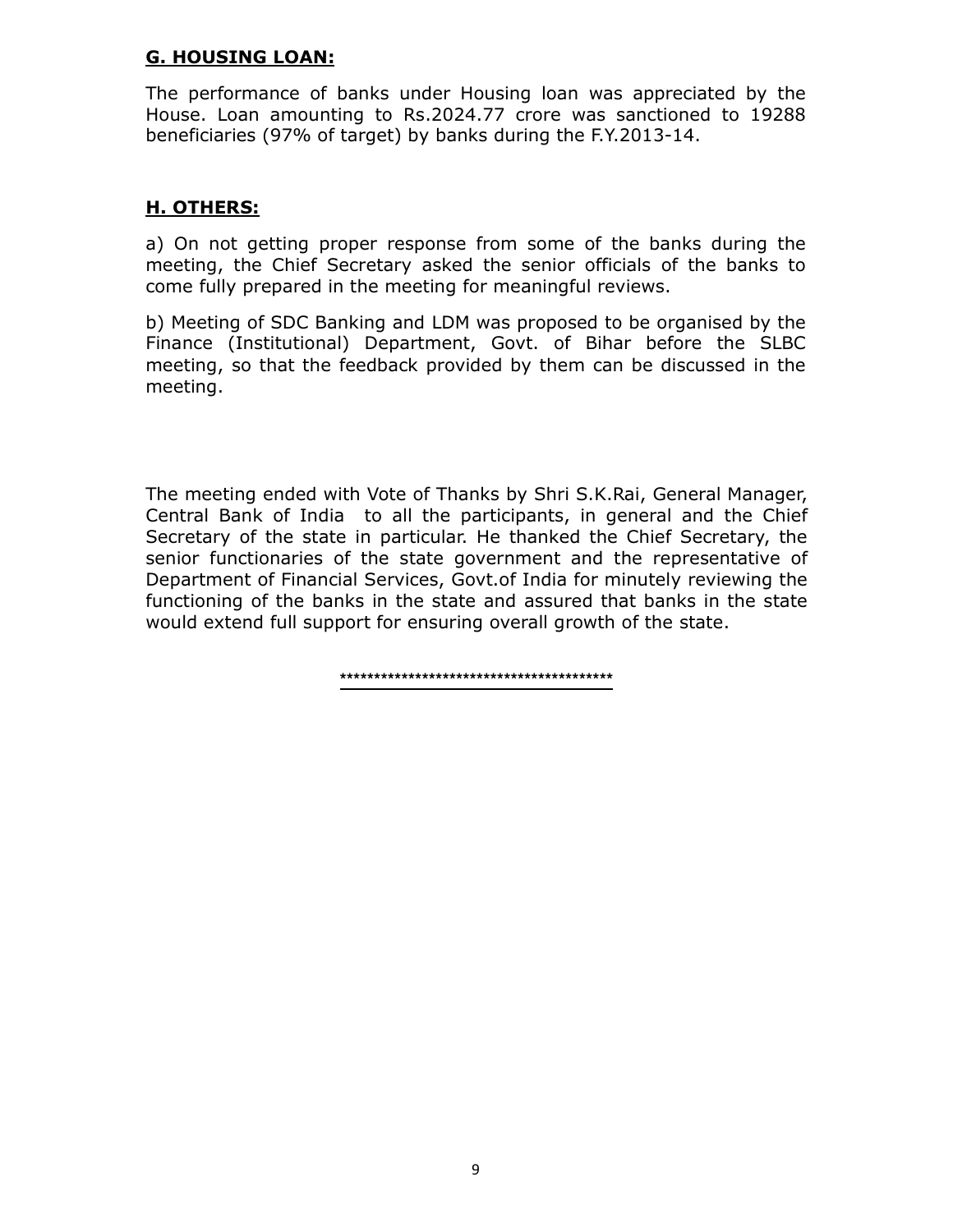## **G. HOUSING LOAN:**

The performance of banks under Housing loan was appreciated by the House. Loan amounting to Rs.2024.77 crore was sanctioned to 19288 beneficiaries (97% of target) by banks during the F.Y.2013-14.

## **H. OTHERS:**

a) On not getting proper response from some of the banks during the meeting, the Chief Secretary asked the senior officials of the banks to come fully prepared in the meeting for meaningful reviews.

b) Meeting of SDC Banking and LDM was proposed to be organised by the Finance (Institutional) Department, Govt. of Bihar before the SLBC meeting, so that the feedback provided by them can be discussed in the meeting.

The meeting ended with Vote of Thanks by Shri S.K.Rai, General Manager, Central Bank of India to all the participants, in general and the Chief Secretary of the state in particular. He thanked the Chief Secretary, the senior functionaries of the state government and the representative of Department of Financial Services, Govt.of India for minutely reviewing the functioning of the banks in the state and assured that banks in the state would extend full support for ensuring overall growth of the state.

******************************************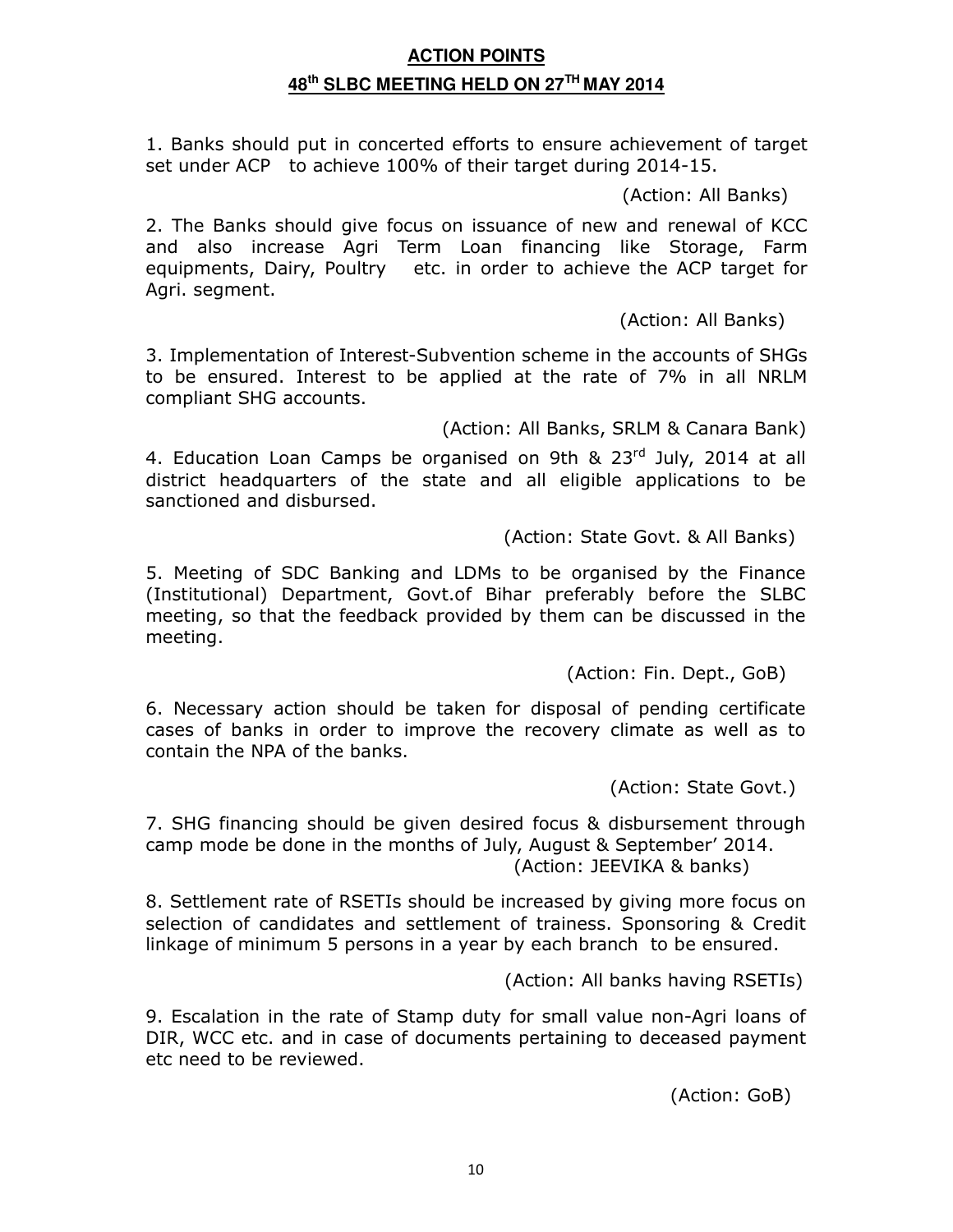## ACTION POINTS

## 48th SLBC MEETING HELD ON 27TH MAY 2014

1. Banks should put in concerted efforts to ensure achievement of target set under ACP to achieve 100% of their target during 2014-15.

(Action: All Banks)

2. The Banks should give focus on issuance of new and renewal of KCC and also increase Agri Term Loan financing like Storage, Farm equipments, Dairy, Poultry etc. in order to achieve the ACP target for Agri. segment.

(Action: All Banks)

3. Implementation of Interest-Subvention scheme in the accounts of SHGs to be ensured. Interest to be applied at the rate of 7% in all NRLM compliant SHG accounts.

(Action: All Banks, SRLM & Canara Bank)

4. Education Loan Camps be organised on 9th & 23rd July, 2014 at all district headquarters of the state and all eligible applications to be sanctioned and disbursed.

(Action: State Govt. & All Banks)

5. Meeting of SDC Banking and LDMs to be organised by the Finance (Institutional) Department, Govt.of Bihar preferably before the SLBC meeting, so that the feedback provided by them can be discussed in the meeting.

(Action: Fin. Dept., GoB)

6. Necessary action should be taken for disposal of pending certificate cases of banks in order to improve the recovery climate as well as to contain the NPA of the banks.

(Action: State Govt.)

7. SHG financing should be given desired focus & disbursement through camp mode be done in the months of July, August & September' 2014.
(Action: JEEVIKA & banks)

8. Settlement rate of RSETIs should be increased by giving more focus on selection of candidates and settlement of trainess. Sponsoring & Credit linkage of minimum 5 persons in a year by each branch to be ensured.

(Action: All banks having RSETIs)

9. Escalation in the rate of Stamp duty for small value non-Agri loans of DIR, WCC etc. and in case of documents pertaining to deceased payment etc need to be reviewed.

(Action: GoB)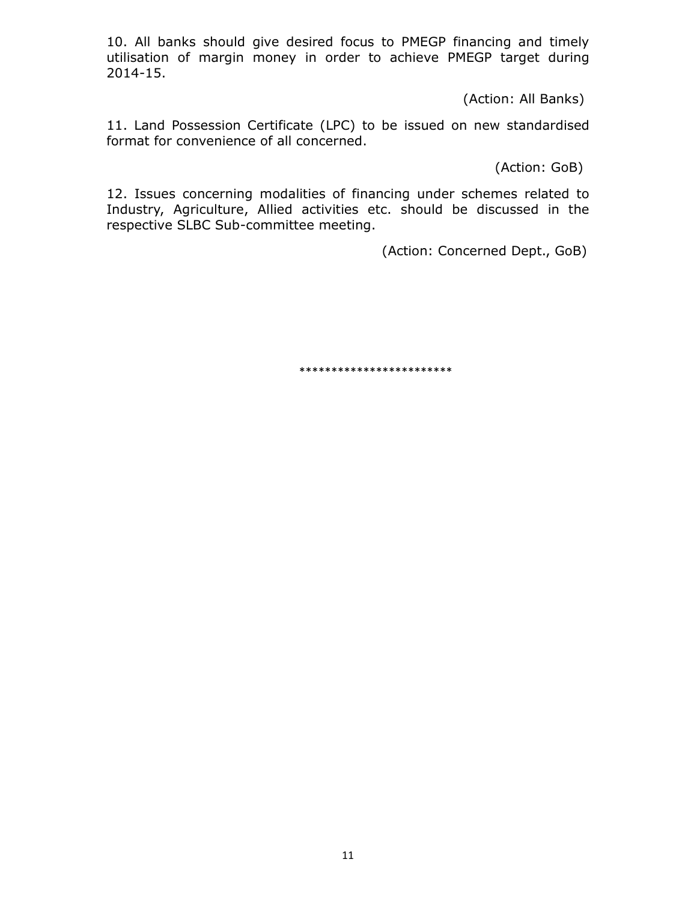10. All banks should give desired focus to PMEGP financing and timely utilisation of margin money in order to achieve PMEGP target during 2014-15.

(Action: All Banks)

11. Land Possession Certificate (LPC) to be issued on new standardised format for convenience of all concerned.

(Action: GoB)

12. Issues concerning modalities of financing under schemes related to Industry, Agriculture, Allied activities etc. should be discussed in the respective SLBC Sub-committee meeting.

(Action: Concerned Dept., GoB)

************************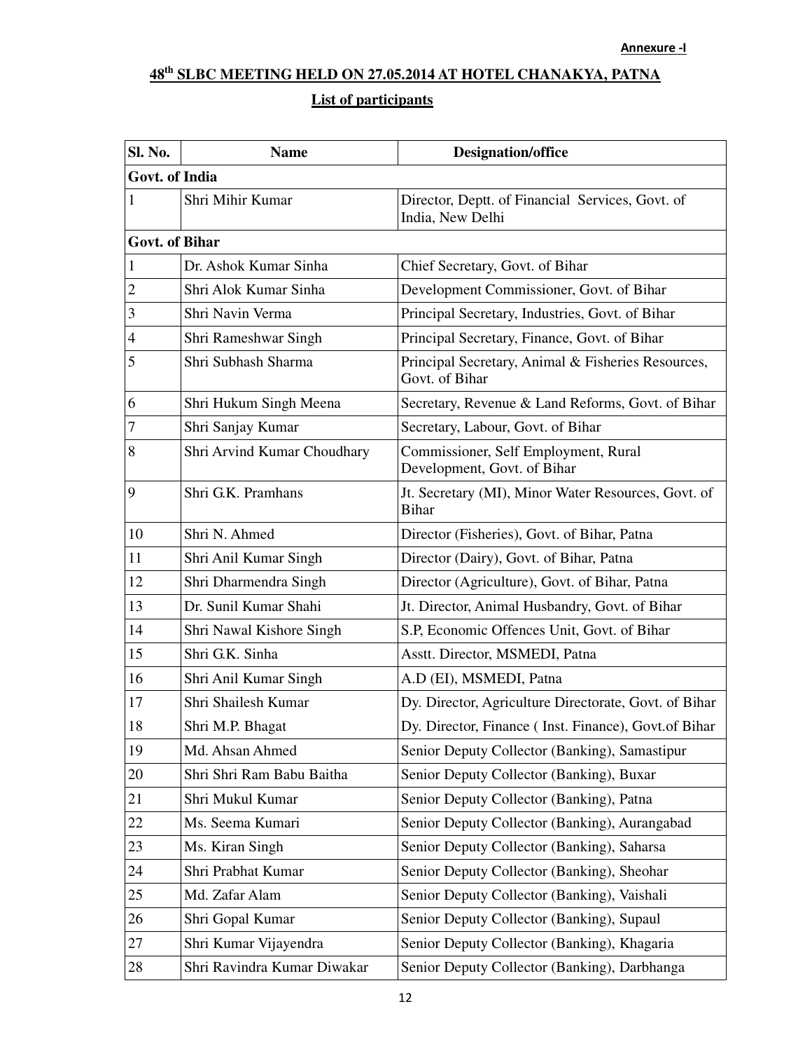Annexure -I

## 48th SLBC MEETING HELD ON 27.05.2014 AT HOTEL CHANAKYA, PATNA

### List of participants

| Sl. No. | Name | Designation/office |
|---|---|---|
| **Govt. of India** | | |
| 1 | Shri Mihir Kumar | Director, Deptt. of Financial Services, Govt. of India, New Delhi |
| **Govt. of Bihar** | | |
| 1 | Dr. Ashok Kumar Sinha | Chief Secretary, Govt. of Bihar |
| 2 | Shri Alok Kumar Sinha | Development Commissioner, Govt. of Bihar |
| 3 | Shri Navin Verma | Principal Secretary, Industries, Govt. of Bihar |
| 4 | Shri Rameshwar Singh | Principal Secretary, Finance, Govt. of Bihar |
| 5 | Shri Subhash Sharma | Principal Secretary, Animal & Fisheries Resources, Govt. of Bihar |
| 6 | Shri Hukum Singh Meena | Secretary, Revenue & Land Reforms, Govt. of Bihar |
| 7 | Shri Sanjay Kumar | Secretary, Labour, Govt. of Bihar |
| 8 | Shri Arvind Kumar Choudhary | Commissioner, Self Employment, Rural Development, Govt. of Bihar |
| 9 | Shri G.K. Pramhans | Jt. Secretary (MI), Minor Water Resources, Govt. of Bihar |
| 10 | Shri N. Ahmed | Director (Fisheries), Govt. of Bihar, Patna |
| 11 | Shri Anil Kumar Singh | Director (Dairy), Govt. of Bihar, Patna |
| 12 | Shri Dharmendra Singh | Director (Agriculture), Govt. of Bihar, Patna |
| 13 | Dr. Sunil Kumar Shahi | Jt. Director, Animal Husbandry, Govt. of Bihar |
| 14 | Shri Nawal Kishore Singh | S.P, Economic Offences Unit, Govt. of Bihar |
| 15 | Shri G.K. Sinha | Asstt. Director, MSMEDI, Patna |
| 16 | Shri Anil Kumar Singh | A.D (EI), MSMEDI, Patna |
| 17 | Shri Shailesh Kumar | Dy. Director, Agriculture Directorate, Govt. of Bihar |
| 18 | Shri M.P. Bhagat | Dy. Director, Finance ( Inst. Finance), Govt.of Bihar |
| 19 | Md. Ahsan Ahmed | Senior Deputy Collector (Banking), Samastipur |
| 20 | Shri Shri Ram Babu Baitha | Senior Deputy Collector (Banking), Buxar |
| 21 | Shri Mukul Kumar | Senior Deputy Collector (Banking), Patna |
| 22 | Ms. Seema Kumari | Senior Deputy Collector (Banking), Aurangabad |
| 23 | Ms. Kiran Singh | Senior Deputy Collector (Banking), Saharsa |
| 24 | Shri Prabhat Kumar | Senior Deputy Collector (Banking), Sheohar |
| 25 | Md. Zafar Alam | Senior Deputy Collector (Banking), Vaishali |
| 26 | Shri Gopal Kumar | Senior Deputy Collector (Banking), Supaul |
| 27 | Shri Kumar Vijayendra | Senior Deputy Collector (Banking), Khagaria |
| 28 | Shri Ravindra Kumar Diwakar | Senior Deputy Collector (Banking), Darbhanga |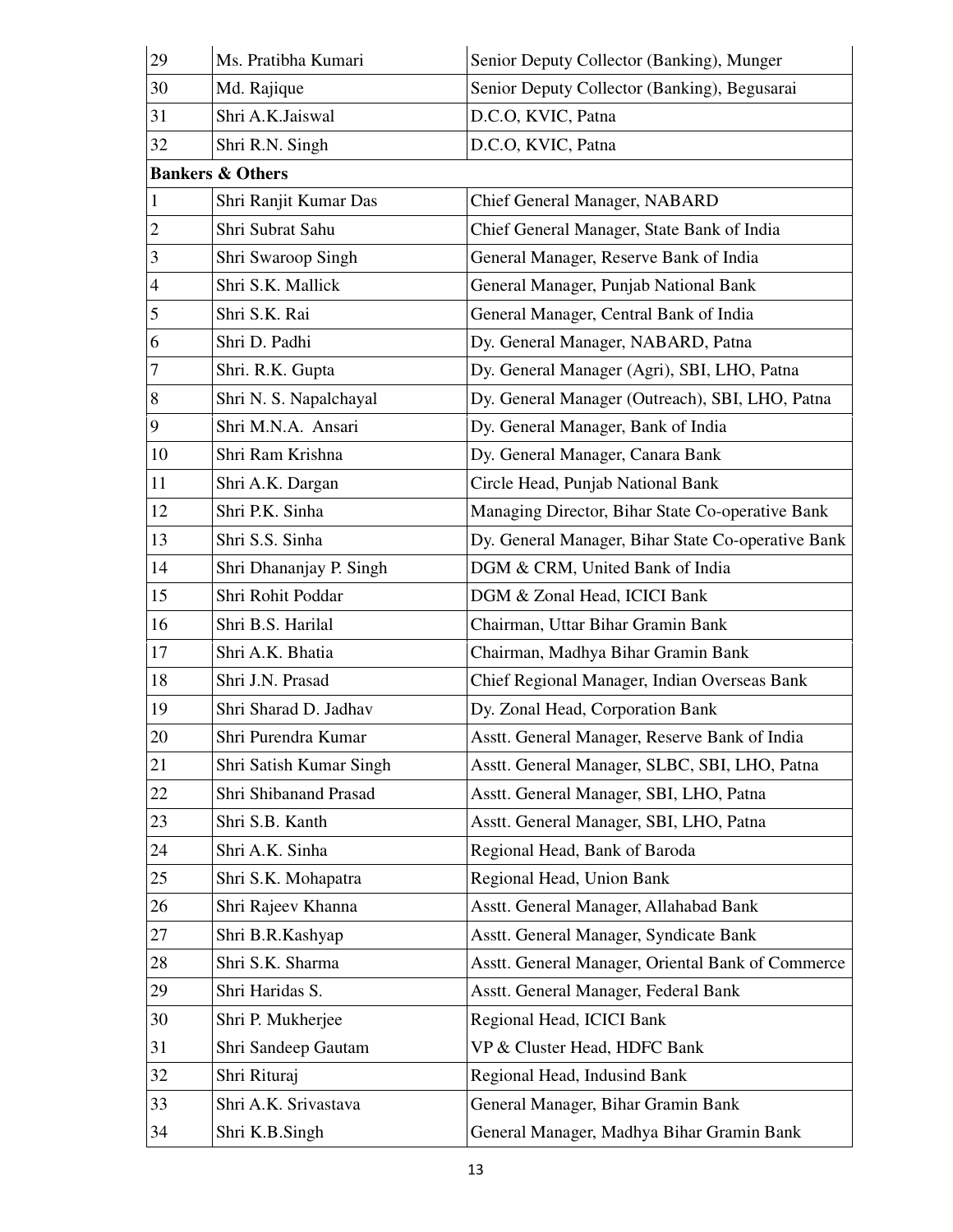| 29 | Ms. Pratibha Kumari | Senior Deputy Collector (Banking), Munger |
|---|---|---|
| 30 | Md. Rajique | Senior Deputy Collector (Banking), Begusarai |
| 31 | Shri A.K.Jaiswal | D.C.O, KVIC, Patna |
| 32 | Shri R.N. Singh | D.C.O, KVIC, Patna |
| **Bankers & Others** | | |
| 1 | Shri Ranjit Kumar Das | Chief General Manager, NABARD |
| 2 | Shri Subrat Sahu | Chief General Manager, State Bank of India |
| 3 | Shri Swaroop Singh | General Manager, Reserve Bank of India |
| 4 | Shri S.K. Mallick | General Manager, Punjab National Bank |
| 5 | Shri S.K. Rai | General Manager, Central Bank of India |
| 6 | Shri D. Padhi | Dy. General Manager, NABARD, Patna |
| 7 | Shri. R.K. Gupta | Dy. General Manager (Agri), SBI, LHO, Patna |
| 8 | Shri N. S. Napalchayal | Dy. General Manager (Outreach), SBI, LHO, Patna |
| 9 | Shri M.N.A. Ansari | Dy. General Manager, Bank of India |
| 10 | Shri Ram Krishna | Dy. General Manager, Canara Bank |
| 11 | Shri A.K. Dargan | Circle Head, Punjab National Bank |
| 12 | Shri P.K. Sinha | Managing Director, Bihar State Co-operative Bank |
| 13 | Shri S.S. Sinha | Dy. General Manager, Bihar State Co-operative Bank |
| 14 | Shri Dhananjay P. Singh | DGM & CRM, United Bank of India |
| 15 | Shri Rohit Poddar | DGM & Zonal Head, ICICI Bank |
| 16 | Shri B.S. Harilal | Chairman, Uttar Bihar Gramin Bank |
| 17 | Shri A.K. Bhatia | Chairman, Madhya Bihar Gramin Bank |
| 18 | Shri J.N. Prasad | Chief Regional Manager, Indian Overseas Bank |
| 19 | Shri Sharad D. Jadhav | Dy. Zonal Head, Corporation Bank |
| 20 | Shri Purendra Kumar | Asstt. General Manager, Reserve Bank of India |
| 21 | Shri Satish Kumar Singh | Asstt. General Manager, SLBC, SBI, LHO, Patna |
| 22 | Shri Shibanand Prasad | Asstt. General Manager, SBI, LHO, Patna |
| 23 | Shri S.B. Kanth | Asstt. General Manager, SBI, LHO, Patna |
| 24 | Shri A.K. Sinha | Regional Head, Bank of Baroda |
| 25 | Shri S.K. Mohapatra | Regional Head, Union Bank |
| 26 | Shri Rajeev Khanna | Asstt. General Manager, Allahabad Bank |
| 27 | Shri B.R.Kashyap | Asstt. General Manager, Syndicate Bank |
| 28 | Shri S.K. Sharma | Asstt. General Manager, Oriental Bank of Commerce |
| 29 | Shri Haridas S. | Asstt. General Manager, Federal Bank |
| 30 | Shri P. Mukherjee | Regional Head, ICICI Bank |
| 31 | Shri Sandeep Gautam | VP & Cluster Head, HDFC Bank |
| 32 | Shri Rituraj | Regional Head, Indusind Bank |
| 33 | Shri A.K. Srivastava | General Manager, Bihar Gramin Bank |
| 34 | Shri K.B.Singh | General Manager, Madhya Bihar Gramin Bank |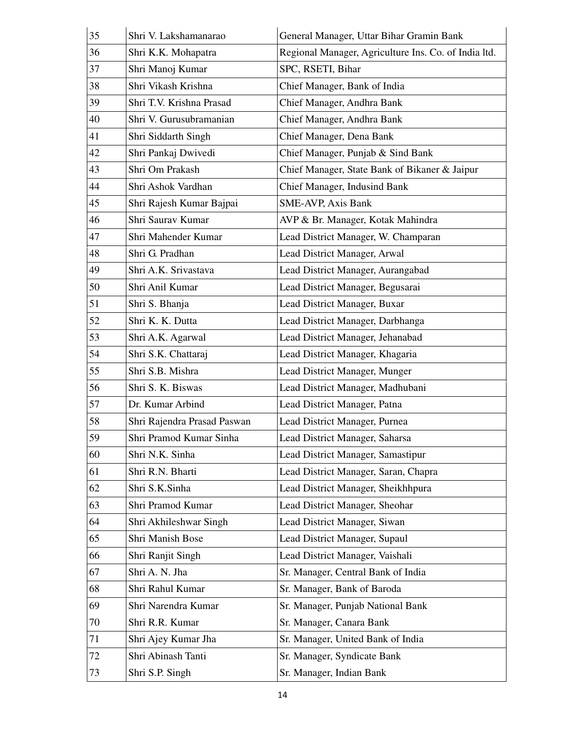| 35 | Shri V. Lakshamanarao | General Manager, Uttar Bihar Gramin Bank |
|---|---|---|
| 36 | Shri K.K. Mohapatra | Regional Manager, Agriculture Ins. Co. of India ltd. |
| 37 | Shri Manoj Kumar | SPC, RSETI, Bihar |
| 38 | Shri Vikash Krishna | Chief Manager, Bank of India |
| 39 | Shri T.V. Krishna Prasad | Chief Manager, Andhra Bank |
| 40 | Shri V. Gurusubramanian | Chief Manager, Andhra Bank |
| 41 | Shri Siddarth Singh | Chief Manager, Dena Bank |
| 42 | Shri Pankaj Dwivedi | Chief Manager, Punjab & Sind Bank |
| 43 | Shri Om Prakash | Chief Manager, State Bank of Bikaner & Jaipur |
| 44 | Shri Ashok Vardhan | Chief Manager, Indusind Bank |
| 45 | Shri Rajesh Kumar Bajpai | SME-AVP, Axis Bank |
| 46 | Shri Saurav Kumar | AVP & Br. Manager, Kotak Mahindra |
| 47 | Shri Mahender Kumar | Lead District Manager, W. Champaran |
| 48 | Shri G. Pradhan | Lead District Manager, Arwal |
| 49 | Shri A.K. Srivastava | Lead District Manager, Aurangabad |
| 50 | Shri Anil Kumar | Lead District Manager, Begusarai |
| 51 | Shri S. Bhanja | Lead District Manager, Buxar |
| 52 | Shri K. K. Dutta | Lead District Manager, Darbhanga |
| 53 | Shri A.K. Agarwal | Lead District Manager, Jehanabad |
| 54 | Shri S.K. Chattaraj | Lead District Manager, Khagaria |
| 55 | Shri S.B. Mishra | Lead District Manager, Munger |
| 56 | Shri S. K. Biswas | Lead District Manager, Madhubani |
| 57 | Dr. Kumar Arbind | Lead District Manager, Patna |
| 58 | Shri Rajendra Prasad Paswan | Lead District Manager, Purnea |
| 59 | Shri Pramod Kumar Sinha | Lead District Manager, Saharsa |
| 60 | Shri N.K. Sinha | Lead District Manager, Samastipur |
| 61 | Shri R.N. Bharti | Lead District Manager, Saran, Chapra |
| 62 | Shri S.K.Sinha | Lead District Manager, Sheikhhpura |
| 63 | Shri Pramod Kumar | Lead District Manager, Sheohar |
| 64 | Shri Akhileshwar Singh | Lead District Manager, Siwan |
| 65 | Shri Manish Bose | Lead District Manager, Supaul |
| 66 | Shri Ranjit Singh | Lead District Manager, Vaishali |
| 67 | Shri A. N. Jha | Sr. Manager, Central Bank of India |
| 68 | Shri Rahul Kumar | Sr. Manager, Bank of Baroda |
| 69 | Shri Narendra Kumar | Sr. Manager, Punjab National Bank |
| 70 | Shri R.R. Kumar | Sr. Manager, Canara Bank |
| 71 | Shri Ajey Kumar Jha | Sr. Manager, United Bank of India |
| 72 | Shri Abinash Tanti | Sr. Manager, Syndicate Bank |
| 73 | Shri S.P. Singh | Sr. Manager, Indian Bank |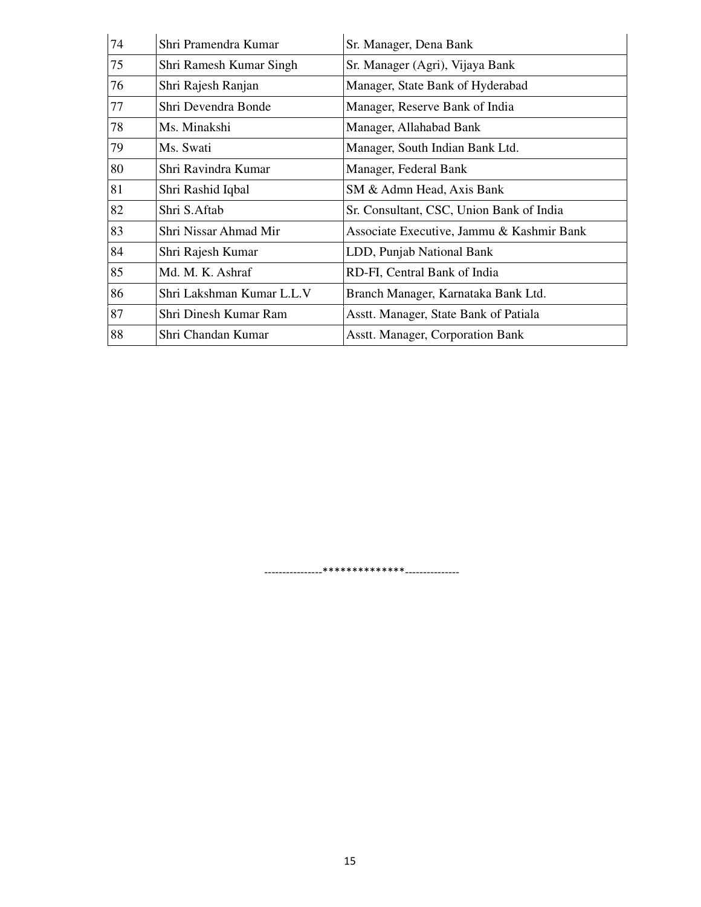| | | |
|---|---|---|
| 74 | Shri Pramendra Kumar | Sr. Manager, Dena Bank |
| 75 | Shri Ramesh Kumar Singh | Sr. Manager (Agri), Vijaya Bank |
| 76 | Shri Rajesh Ranjan | Manager, State Bank of Hyderabad |
| 77 | Shri Devendra Bonde | Manager, Reserve Bank of India |
| 78 | Ms. Minakshi | Manager, Allahabad Bank |
| 79 | Ms. Swati | Manager, South Indian Bank Ltd. |
| 80 | Shri Ravindra Kumar | Manager, Federal Bank |
| 81 | Shri Rashid Iqbal | SM & Admn Head, Axis Bank |
| 82 | Shri S.Aftab | Sr. Consultant, CSC, Union Bank of India |
| 83 | Shri Nissar Ahmad Mir | Associate Executive, Jammu & Kashmir Bank |
| 84 | Shri Rajesh Kumar | LDD, Punjab National Bank |
| 85 | Md. M. K. Ashraf | RD-FI, Central Bank of India |
| 86 | Shri Lakshman Kumar L.L.V | Branch Manager, Karnataka Bank Ltd. |
| 87 | Shri Dinesh Kumar Ram | Asstt. Manager, State Bank of Patiala |
| 88 | Shri Chandan Kumar | Asstt. Manager, Corporation Bank |

---------------**************--------------